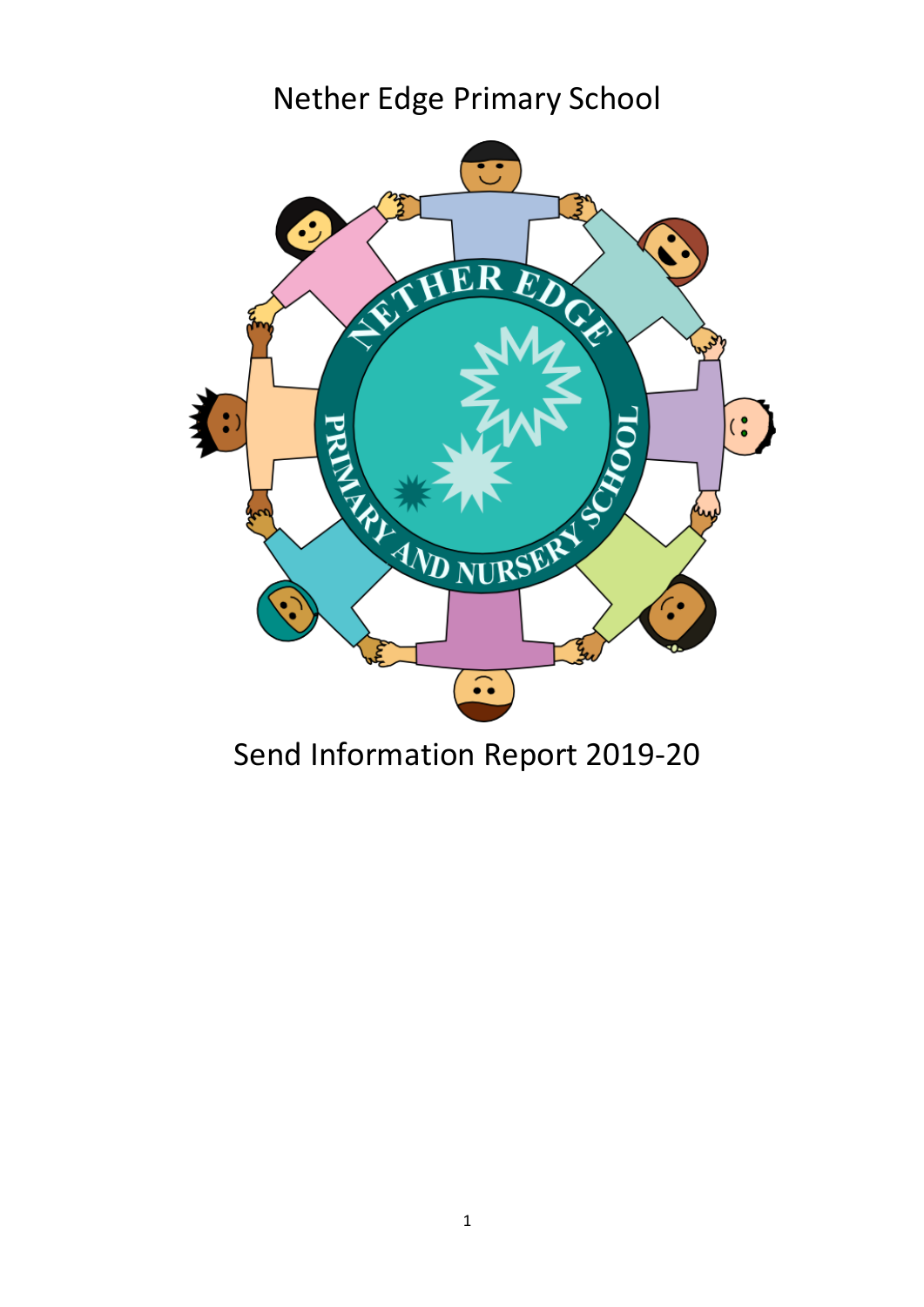# Nether Edge Primary School

# Send Information Report 2019-20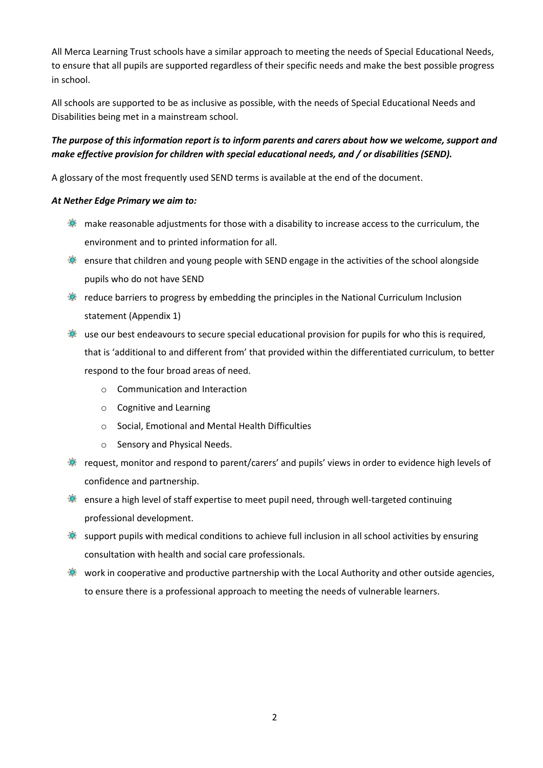All Merca Learning Trust schools have a similar approach to meeting the needs of Special Educational Needs, to ensure that all pupils are supported regardless of their specific needs and make the best possible progress in school.

All schools are supported to be as inclusive as possible, with the needs of Special Educational Needs and Disabilities being met in a mainstream school.

***The purpose of this information report is to inform parents and carers about how we welcome, support and make effective provision for children with special educational needs, and / or disabilities (SEND).***

A glossary of the most frequently used SEND terms is available at the end of the document.

***At Nether Edge Primary we aim to:***

- make reasonable adjustments for those with a disability to increase access to the curriculum, the environment and to printed information for all.
- ensure that children and young people with SEND engage in the activities of the school alongside pupils who do not have SEND
- reduce barriers to progress by embedding the principles in the National Curriculum Inclusion statement (Appendix 1)
- use our best endeavours to secure special educational provision for pupils for who this is required, that is 'additional to and different from' that provided within the differentiated curriculum, to better respond to the four broad areas of need.
    - Communication and Interaction
    - Cognitive and Learning
    - Social, Emotional and Mental Health Difficulties
    - Sensory and Physical Needs.
- request, monitor and respond to parent/carers' and pupils' views in order to evidence high levels of confidence and partnership.
- ensure a high level of staff expertise to meet pupil need, through well-targeted continuing professional development.
- support pupils with medical conditions to achieve full inclusion in all school activities by ensuring consultation with health and social care professionals.
- work in cooperative and productive partnership with the Local Authority and other outside agencies, to ensure there is a professional approach to meeting the needs of vulnerable learners.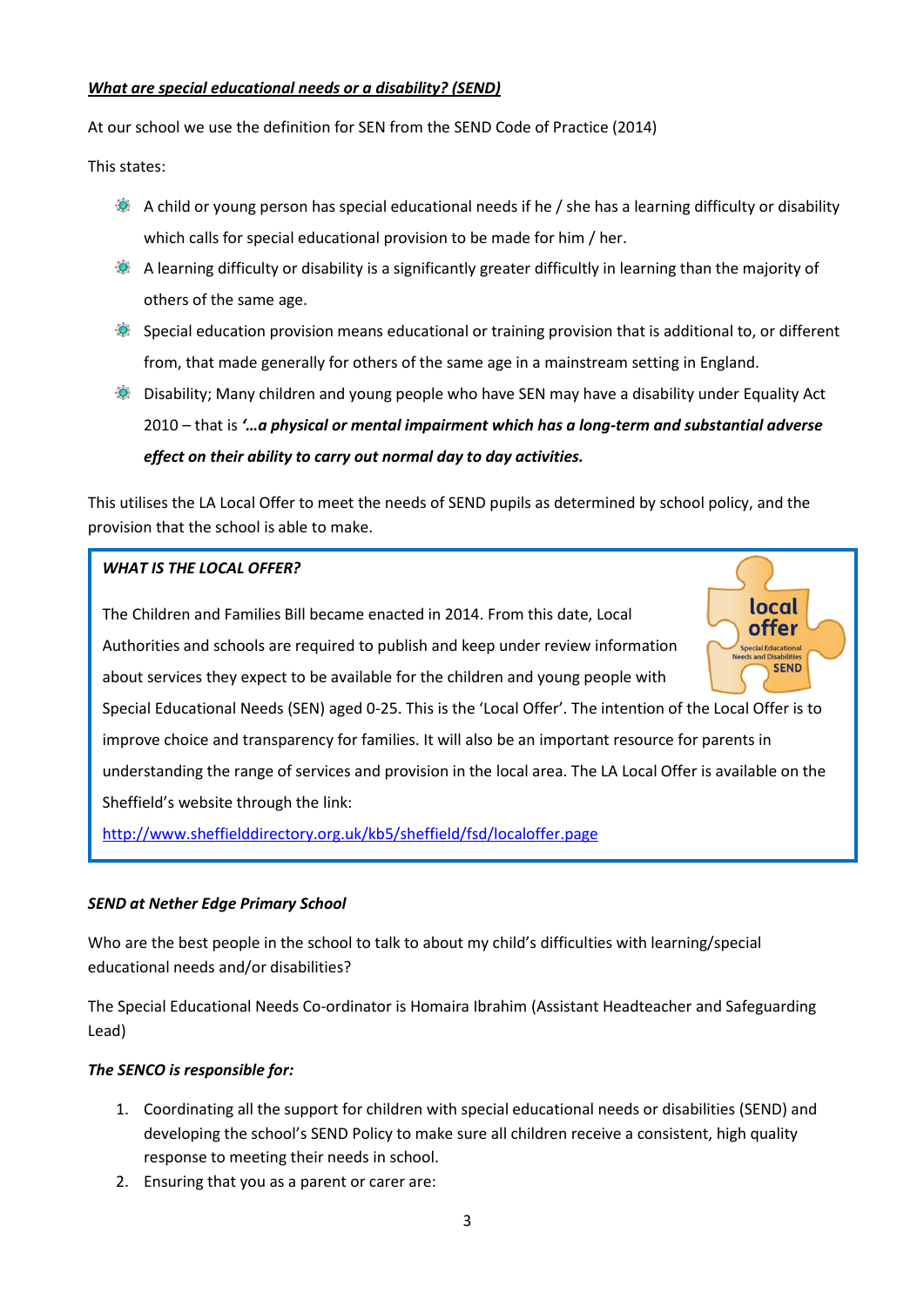***<u>What are special educational needs or a disability? (SEND)</u>***

At our school we use the definition for SEN from the SEND Code of Practice (2014)

This states:

- A child or young person has special educational needs if he / she has a learning difficulty or disability which calls for special educational provision to be made for him / her.
- A learning difficulty or disability is a significantly greater difficultly in learning than the majority of others of the same age.
- Special education provision means educational or training provision that is additional to, or different from, that made generally for others of the same age in a mainstream setting in England.
- Disability; Many children and young people who have SEN may have a disability under Equality Act 2010 – that is ***'…a physical or mental impairment which has a long-term and substantial adverse effect on their ability to carry out normal day to day activities.***

This utilises the LA Local Offer to meet the needs of SEND pupils as determined by school policy, and the provision that the school is able to make.

***WHAT IS THE LOCAL OFFER?***

The Children and Families Bill became enacted in 2014. From this date, Local Authorities and schools are required to publish and keep under review information about services they expect to be available for the children and young people with Special Educational Needs (SEN) aged 0-25. This is the 'Local Offer'. The intention of the Local Offer is to improve choice and transparency for families. It will also be an important resource for parents in understanding the range of services and provision in the local area. The LA Local Offer is available on the Sheffield's website through the link:

http://www.sheffielddirectory.org.uk/kb5/sheffield/fsd/localoffer.page

***SEND at Nether Edge Primary School***

Who are the best people in the school to talk to about my child's difficulties with learning/special educational needs and/or disabilities?

The Special Educational Needs Co-ordinator is Homaira Ibrahim (Assistant Headteacher and Safeguarding Lead)

***The SENCO is responsible for:***

1. Coordinating all the support for children with special educational needs or disabilities (SEND) and developing the school's SEND Policy to make sure all children receive a consistent, high quality response to meeting their needs in school.
2. Ensuring that you as a parent or carer are: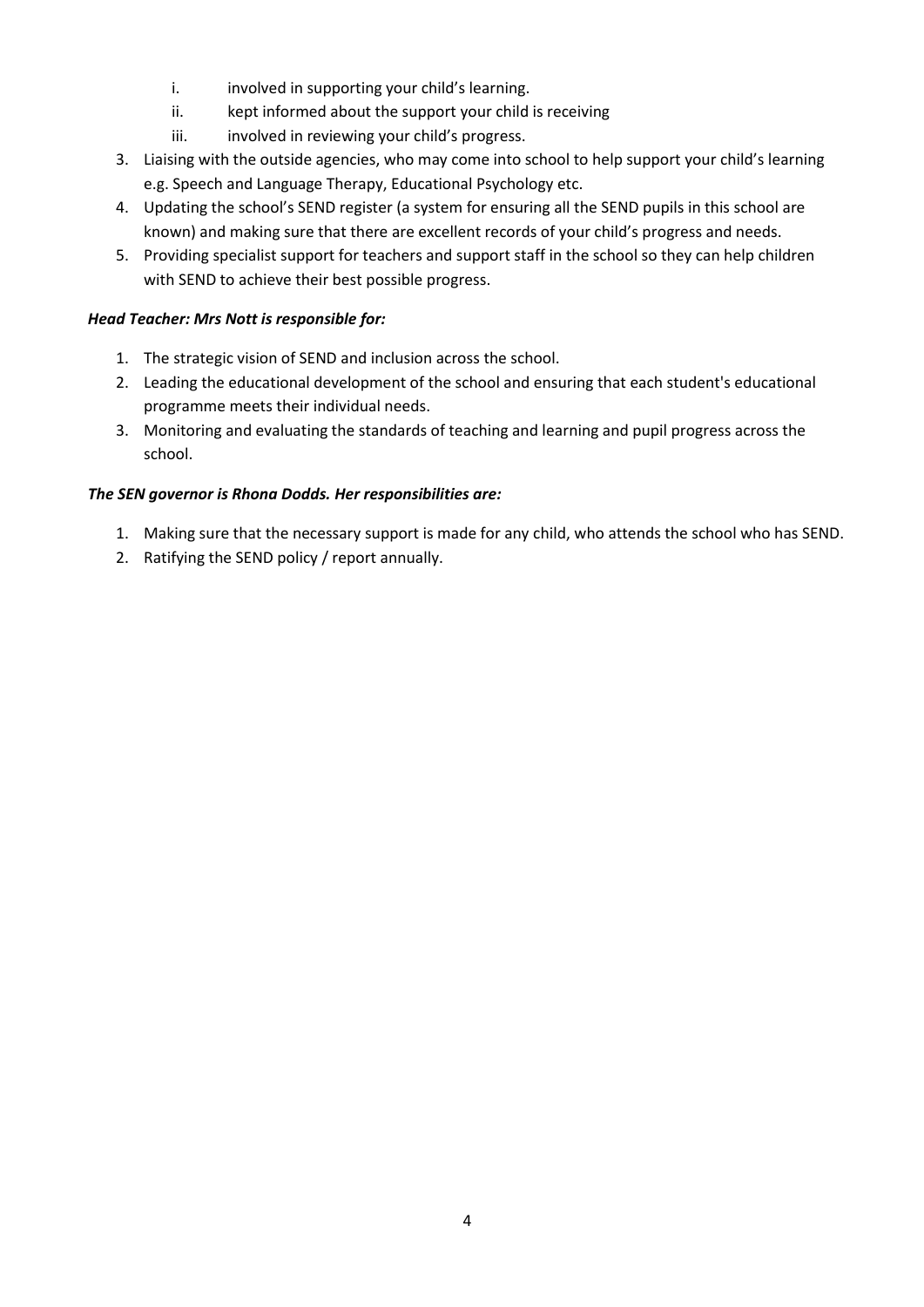i. involved in supporting your child's learning.
   ii. kept informed about the support your child is receiving
   iii. involved in reviewing your child's progress.
3. Liaising with the outside agencies, who may come into school to help support your child's learning e.g. Speech and Language Therapy, Educational Psychology etc.
4. Updating the school's SEND register (a system for ensuring all the SEND pupils in this school are known) and making sure that there are excellent records of your child's progress and needs.
5. Providing specialist support for teachers and support staff in the school so they can help children with SEND to achieve their best possible progress.

***Head Teacher: Mrs Nott is responsible for:***

1. The strategic vision of SEND and inclusion across the school.
2. Leading the educational development of the school and ensuring that each student's educational programme meets their individual needs.
3. Monitoring and evaluating the standards of teaching and learning and pupil progress across the school.

***The SEN governor is Rhona Dodds. Her responsibilities are:***

1. Making sure that the necessary support is made for any child, who attends the school who has SEND.
2. Ratifying the SEND policy / report annually.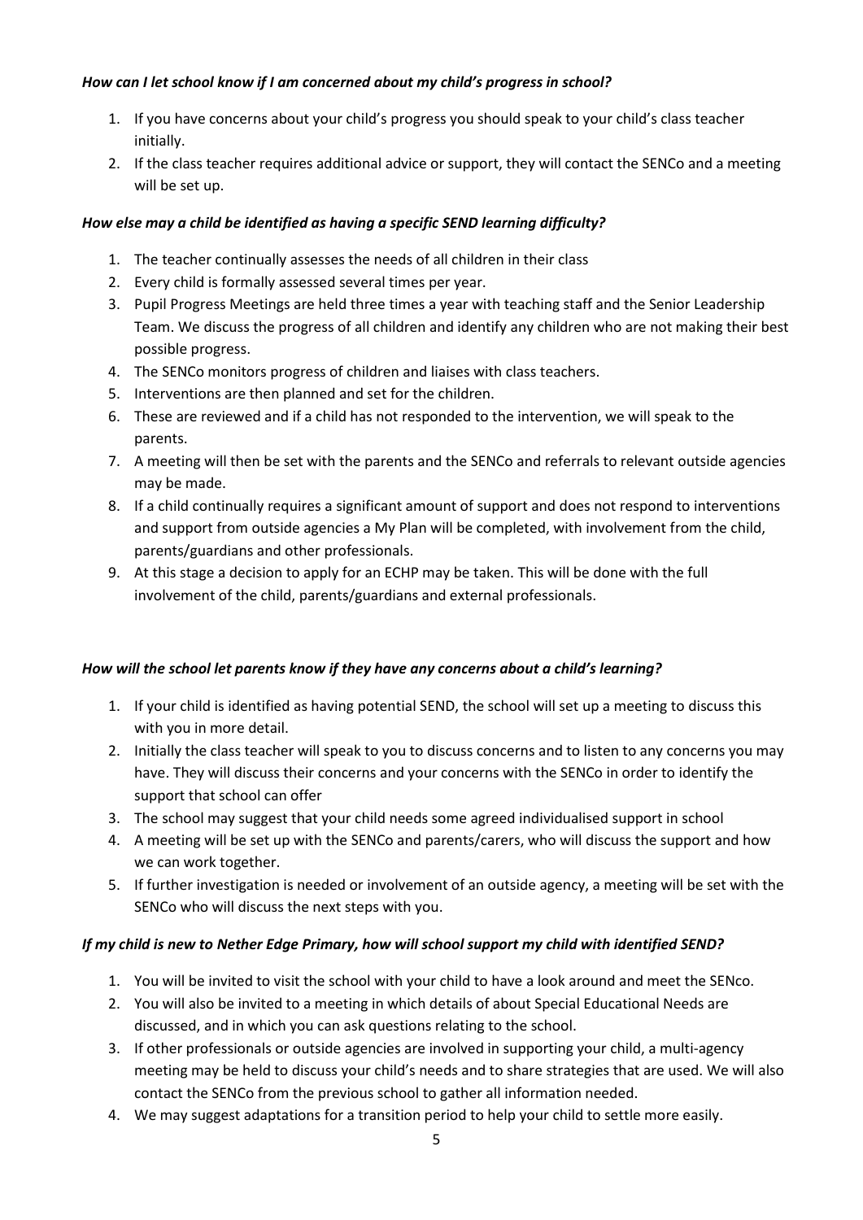***How can I let school know if I am concerned about my child's progress in school?***

1. If you have concerns about your child's progress you should speak to your child's class teacher initially.
2. If the class teacher requires additional advice or support, they will contact the SENCo and a meeting will be set up.

***How else may a child be identified as having a specific SEND learning difficulty?***

1. The teacher continually assesses the needs of all children in their class
2. Every child is formally assessed several times per year.
3. Pupil Progress Meetings are held three times a year with teaching staff and the Senior Leadership Team. We discuss the progress of all children and identify any children who are not making their best possible progress.
4. The SENCo monitors progress of children and liaises with class teachers.
5. Interventions are then planned and set for the children.
6. These are reviewed and if a child has not responded to the intervention, we will speak to the parents.
7. A meeting will then be set with the parents and the SENCo and referrals to relevant outside agencies may be made.
8. If a child continually requires a significant amount of support and does not respond to interventions and support from outside agencies a My Plan will be completed, with involvement from the child, parents/guardians and other professionals.
9. At this stage a decision to apply for an ECHP may be taken. This will be done with the full involvement of the child, parents/guardians and external professionals.

***How will the school let parents know if they have any concerns about a child's learning?***

1. If your child is identified as having potential SEND, the school will set up a meeting to discuss this with you in more detail.
2. Initially the class teacher will speak to you to discuss concerns and to listen to any concerns you may have. They will discuss their concerns and your concerns with the SENCo in order to identify the support that school can offer
3. The school may suggest that your child needs some agreed individualised support in school
4. A meeting will be set up with the SENCo and parents/carers, who will discuss the support and how we can work together.
5. If further investigation is needed or involvement of an outside agency, a meeting will be set with the SENCo who will discuss the next steps with you.

***If my child is new to Nether Edge Primary, how will school support my child with identified SEND?***

1. You will be invited to visit the school with your child to have a look around and meet the SENco.
2. You will also be invited to a meeting in which details of about Special Educational Needs are discussed, and in which you can ask questions relating to the school.
3. If other professionals or outside agencies are involved in supporting your child, a multi-agency meeting may be held to discuss your child's needs and to share strategies that are used. We will also contact the SENCo from the previous school to gather all information needed.
4. We may suggest adaptations for a transition period to help your child to settle more easily.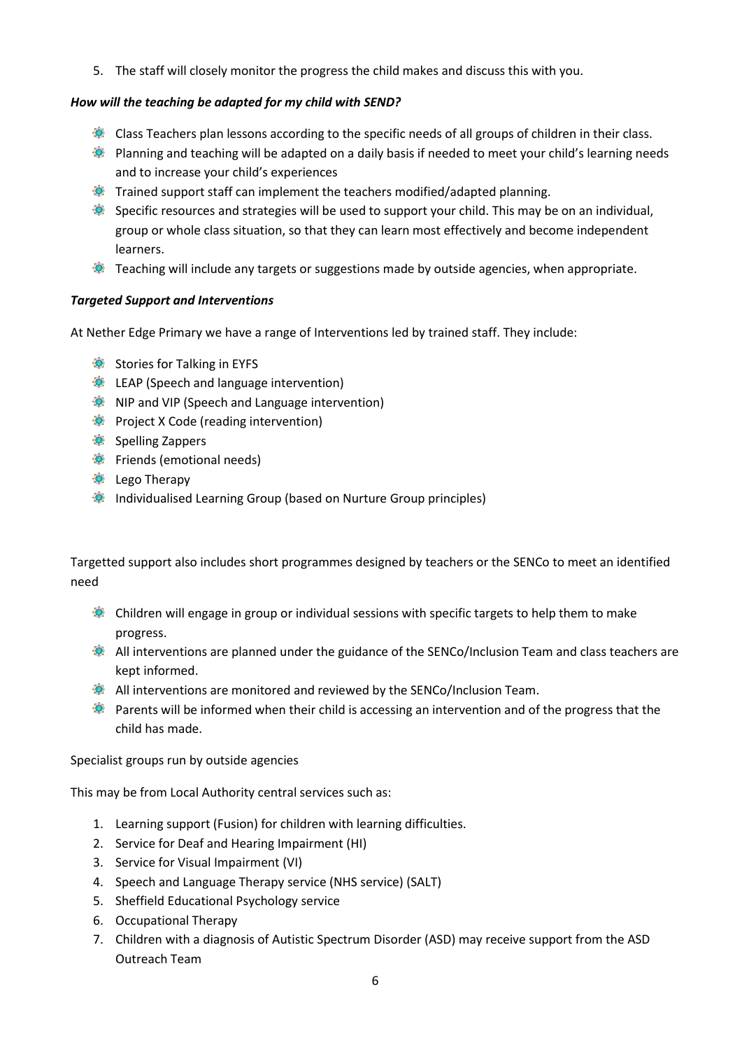5. The staff will closely monitor the progress the child makes and discuss this with you.

***How will the teaching be adapted for my child with SEND?***

- Class Teachers plan lessons according to the specific needs of all groups of children in their class.
- Planning and teaching will be adapted on a daily basis if needed to meet your child's learning needs and to increase your child's experiences
- Trained support staff can implement the teachers modified/adapted planning.
- Specific resources and strategies will be used to support your child. This may be on an individual, group or whole class situation, so that they can learn most effectively and become independent learners.
- Teaching will include any targets or suggestions made by outside agencies, when appropriate.

***Targeted Support and Interventions***

At Nether Edge Primary we have a range of Interventions led by trained staff. They include:

- Stories for Talking in EYFS
- LEAP (Speech and language intervention)
- NIP and VIP (Speech and Language intervention)
- Project X Code (reading intervention)
- Spelling Zappers
- Friends (emotional needs)
- Lego Therapy
- Individualised Learning Group (based on Nurture Group principles)

Targetted support also includes short programmes designed by teachers or the SENCo to meet an identified need

- Children will engage in group or individual sessions with specific targets to help them to make progress.
- All interventions are planned under the guidance of the SENCo/Inclusion Team and class teachers are kept informed.
- All interventions are monitored and reviewed by the SENCo/Inclusion Team.
- Parents will be informed when their child is accessing an intervention and of the progress that the child has made.

Specialist groups run by outside agencies

This may be from Local Authority central services such as:

1. Learning support (Fusion) for children with learning difficulties.
2. Service for Deaf and Hearing Impairment (HI)
3. Service for Visual Impairment (VI)
4. Speech and Language Therapy service (NHS service) (SALT)
5. Sheffield Educational Psychology service
6. Occupational Therapy
7. Children with a diagnosis of Autistic Spectrum Disorder (ASD) may receive support from the ASD Outreach Team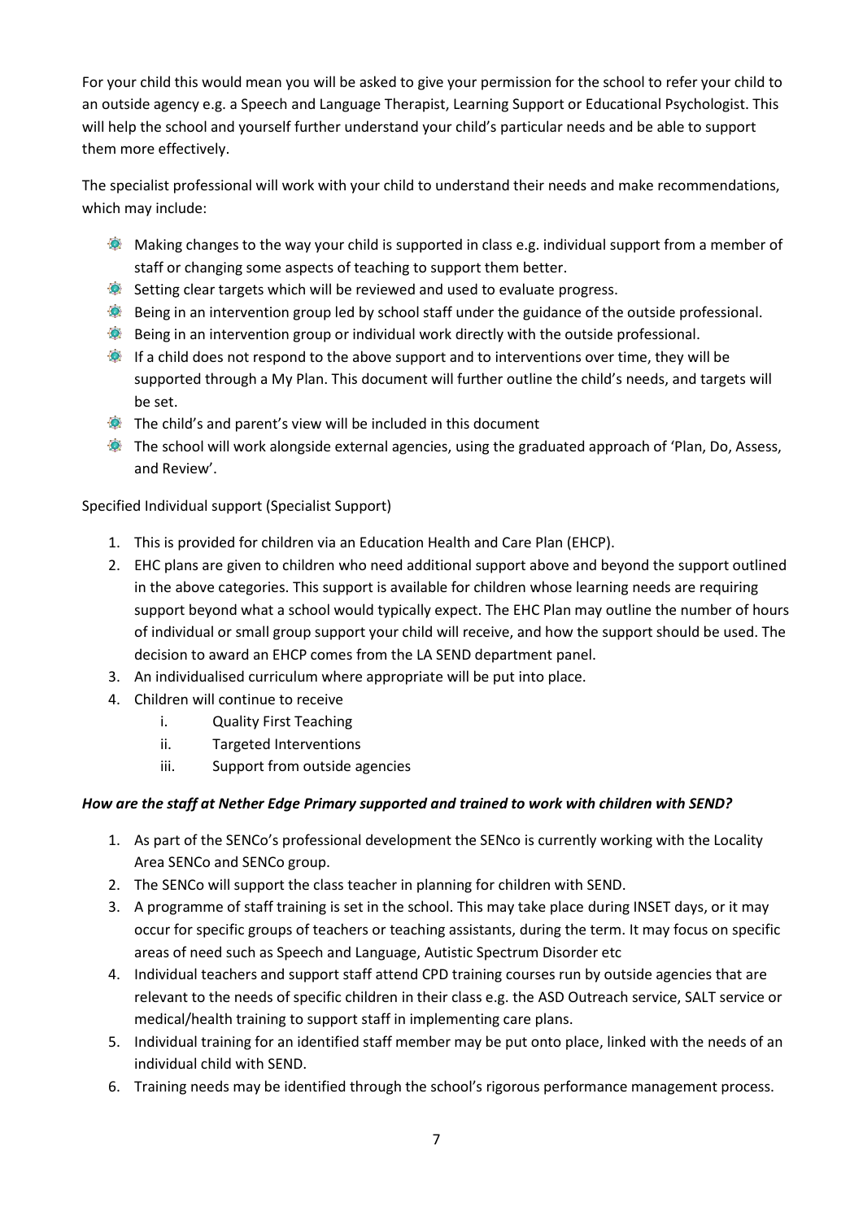For your child this would mean you will be asked to give your permission for the school to refer your child to an outside agency e.g. a Speech and Language Therapist, Learning Support or Educational Psychologist. This will help the school and yourself further understand your child's particular needs and be able to support them more effectively.

The specialist professional will work with your child to understand their needs and make recommendations, which may include:

- Making changes to the way your child is supported in class e.g. individual support from a member of staff or changing some aspects of teaching to support them better.
- Setting clear targets which will be reviewed and used to evaluate progress.
- Being in an intervention group led by school staff under the guidance of the outside professional.
- Being in an intervention group or individual work directly with the outside professional.
- If a child does not respond to the above support and to interventions over time, they will be supported through a My Plan. This document will further outline the child's needs, and targets will be set.
- The child's and parent's view will be included in this document
- The school will work alongside external agencies, using the graduated approach of 'Plan, Do, Assess, and Review'.

Specified Individual support (Specialist Support)

1. This is provided for children via an Education Health and Care Plan (EHCP).
2. EHC plans are given to children who need additional support above and beyond the support outlined in the above categories. This support is available for children whose learning needs are requiring support beyond what a school would typically expect. The EHC Plan may outline the number of hours of individual or small group support your child will receive, and how the support should be used. The decision to award an EHCP comes from the LA SEND department panel.
3. An individualised curriculum where appropriate will be put into place.
4. Children will continue to receive
   i. Quality First Teaching
   ii. Targeted Interventions
   iii. Support from outside agencies

***How are the staff at Nether Edge Primary supported and trained to work with children with SEND?***

1. As part of the SENCo's professional development the SENco is currently working with the Locality Area SENCo and SENCo group.
2. The SENCo will support the class teacher in planning for children with SEND.
3. A programme of staff training is set in the school. This may take place during INSET days, or it may occur for specific groups of teachers or teaching assistants, during the term. It may focus on specific areas of need such as Speech and Language, Autistic Spectrum Disorder etc
4. Individual teachers and support staff attend CPD training courses run by outside agencies that are relevant to the needs of specific children in their class e.g. the ASD Outreach service, SALT service or medical/health training to support staff in implementing care plans.
5. Individual training for an identified staff member may be put onto place, linked with the needs of an individual child with SEND.
6. Training needs may be identified through the school's rigorous performance management process.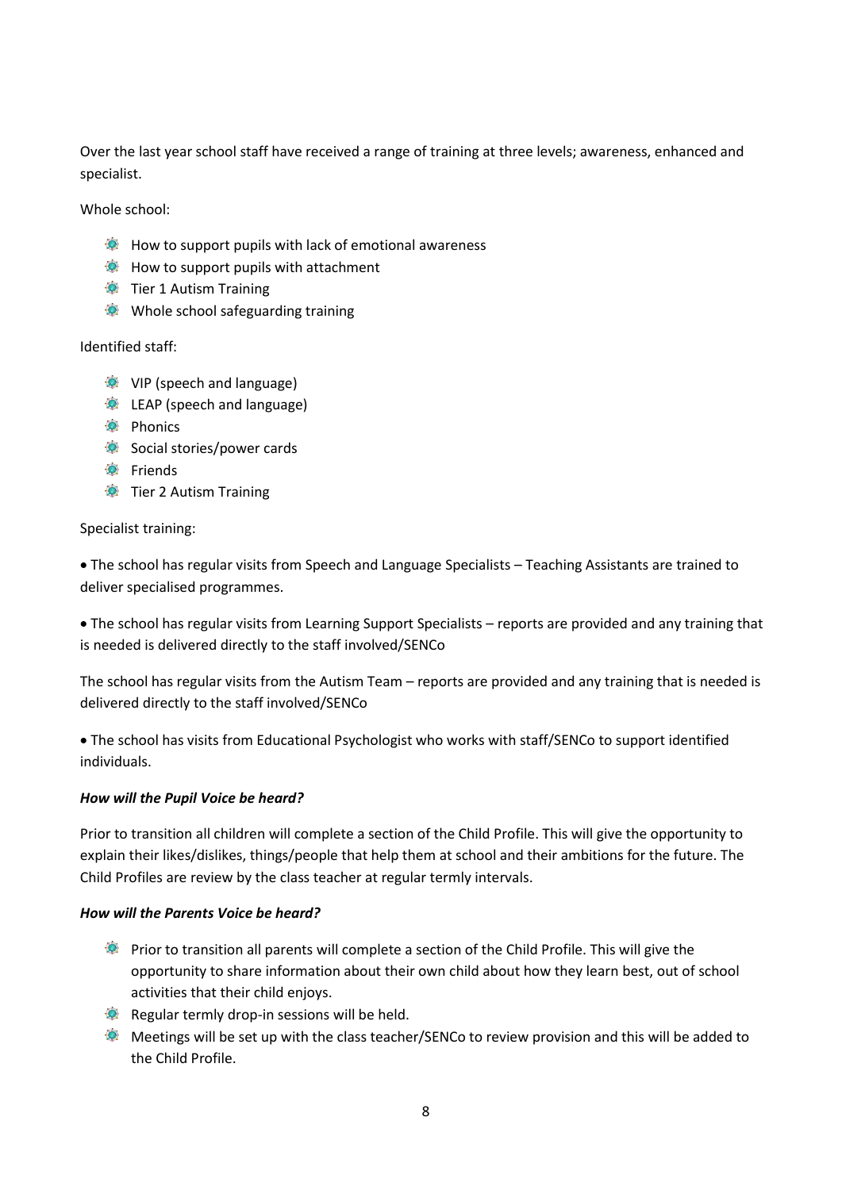Over the last year school staff have received a range of training at three levels; awareness, enhanced and specialist.

Whole school:

- How to support pupils with lack of emotional awareness
- How to support pupils with attachment
- Tier 1 Autism Training
- Whole school safeguarding training

Identified staff:

- VIP (speech and language)
- LEAP (speech and language)
- Phonics
- Social stories/power cards
- Friends
- Tier 2 Autism Training

Specialist training:

- The school has regular visits from Speech and Language Specialists – Teaching Assistants are trained to deliver specialised programmes.

- The school has regular visits from Learning Support Specialists – reports are provided and any training that is needed is delivered directly to the staff involved/SENCo

The school has regular visits from the Autism Team – reports are provided and any training that is needed is delivered directly to the staff involved/SENCo

- The school has visits from Educational Psychologist who works with staff/SENCo to support identified individuals.

***How will the Pupil Voice be heard?***

Prior to transition all children will complete a section of the Child Profile. This will give the opportunity to explain their likes/dislikes, things/people that help them at school and their ambitions for the future. The Child Profiles are review by the class teacher at regular termly intervals.

***How will the Parents Voice be heard?***

- Prior to transition all parents will complete a section of the Child Profile. This will give the opportunity to share information about their own child about how they learn best, out of school activities that their child enjoys.
- Regular termly drop-in sessions will be held.
- Meetings will be set up with the class teacher/SENCo to review provision and this will be added to the Child Profile.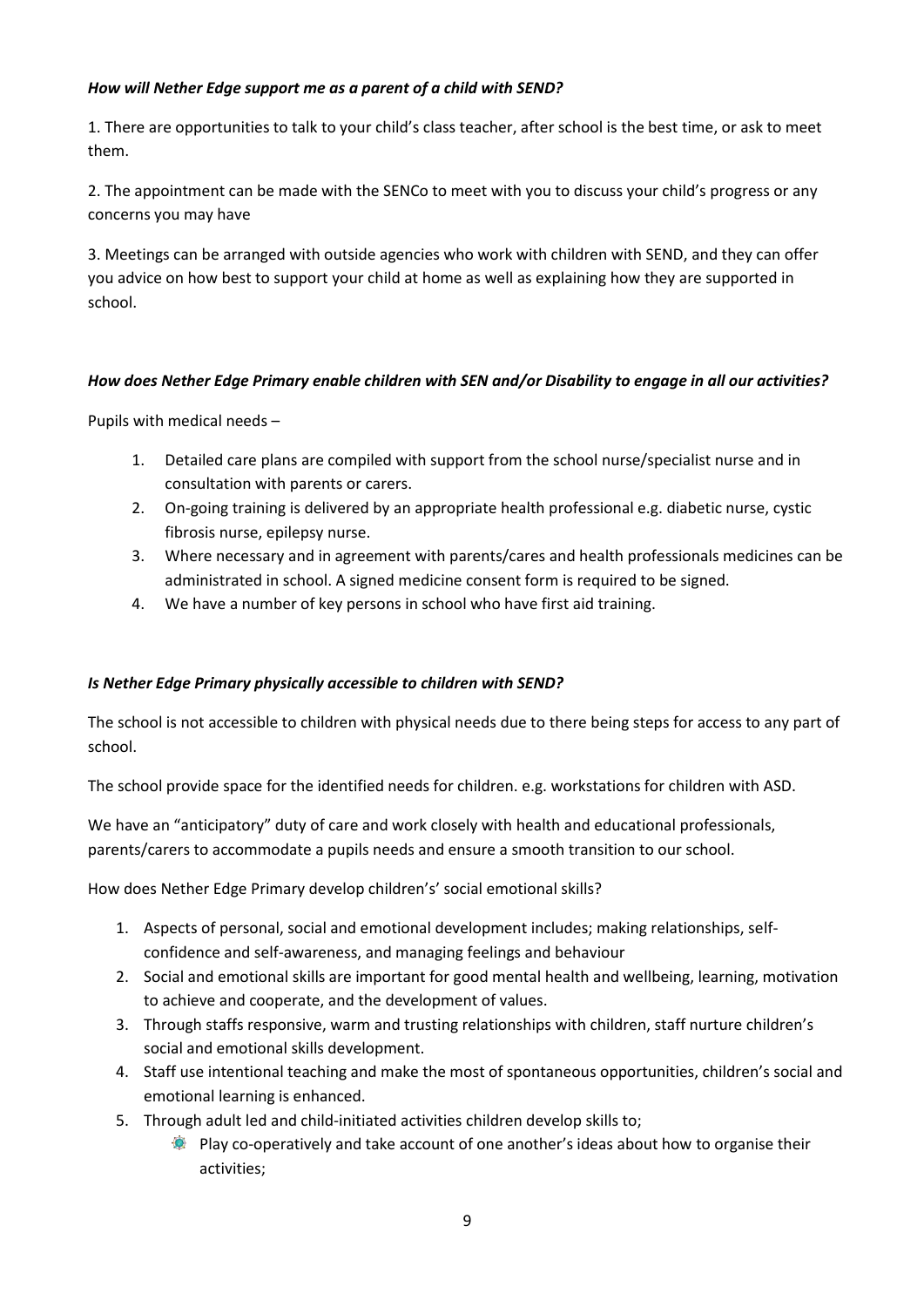***How will Nether Edge support me as a parent of a child with SEND?***

1. There are opportunities to talk to your child's class teacher, after school is the best time, or ask to meet them.

2. The appointment can be made with the SENCo to meet with you to discuss your child's progress or any concerns you may have

3. Meetings can be arranged with outside agencies who work with children with SEND, and they can offer you advice on how best to support your child at home as well as explaining how they are supported in school.

***How does Nether Edge Primary enable children with SEN and/or Disability to engage in all our activities?***

Pupils with medical needs –

1. Detailed care plans are compiled with support from the school nurse/specialist nurse and in consultation with parents or carers.
2. On-going training is delivered by an appropriate health professional e.g. diabetic nurse, cystic fibrosis nurse, epilepsy nurse.
3. Where necessary and in agreement with parents/cares and health professionals medicines can be administrated in school. A signed medicine consent form is required to be signed.
4. We have a number of key persons in school who have first aid training.

***Is Nether Edge Primary physically accessible to children with SEND?***

The school is not accessible to children with physical needs due to there being steps for access to any part of school.

The school provide space for the identified needs for children. e.g. workstations for children with ASD.

We have an "anticipatory" duty of care and work closely with health and educational professionals, parents/carers to accommodate a pupils needs and ensure a smooth transition to our school.

How does Nether Edge Primary develop children's' social emotional skills?

1. Aspects of personal, social and emotional development includes; making relationships, self-confidence and self-awareness, and managing feelings and behaviour
2. Social and emotional skills are important for good mental health and wellbeing, learning, motivation to achieve and cooperate, and the development of values.
3. Through staffs responsive, warm and trusting relationships with children, staff nurture children's social and emotional skills development.
4. Staff use intentional teaching and make the most of spontaneous opportunities, children's social and emotional learning is enhanced.
5. Through adult led and child-initiated activities children develop skills to;
   - Play co-operatively and take account of one another's ideas about how to organise their activities;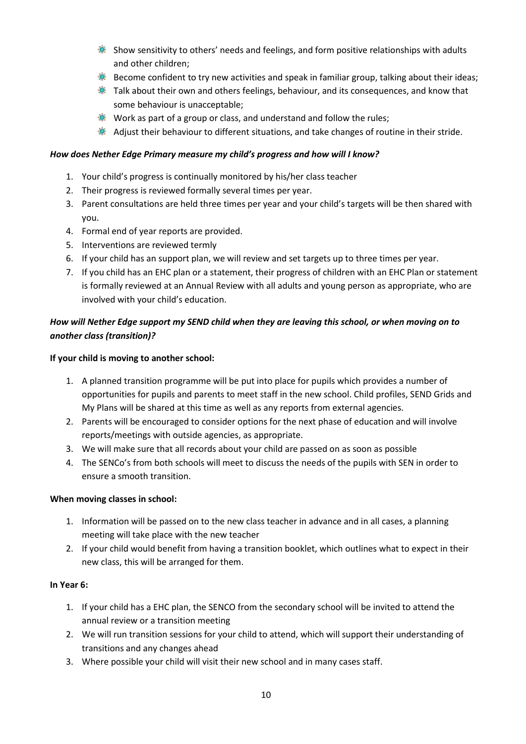- Show sensitivity to others' needs and feelings, and form positive relationships with adults and other children;
- Become confident to try new activities and speak in familiar group, talking about their ideas;
- Talk about their own and others feelings, behaviour, and its consequences, and know that some behaviour is unacceptable;
- Work as part of a group or class, and understand and follow the rules;
- Adjust their behaviour to different situations, and take changes of routine in their stride.

***How does Nether Edge Primary measure my child's progress and how will I know?***

1. Your child's progress is continually monitored by his/her class teacher
2. Their progress is reviewed formally several times per year.
3. Parent consultations are held three times per year and your child's targets will be then shared with you.
4. Formal end of year reports are provided.
5. Interventions are reviewed termly
6. If your child has an support plan, we will review and set targets up to three times per year.
7. If you child has an EHC plan or a statement, their progress of children with an EHC Plan or statement is formally reviewed at an Annual Review with all adults and young person as appropriate, who are involved with your child's education.

***How will Nether Edge support my SEND child when they are leaving this school, or when moving on to another class (transition)?***

**If your child is moving to another school:**

1. A planned transition programme will be put into place for pupils which provides a number of opportunities for pupils and parents to meet staff in the new school. Child profiles, SEND Grids and My Plans will be shared at this time as well as any reports from external agencies.
2. Parents will be encouraged to consider options for the next phase of education and will involve reports/meetings with outside agencies, as appropriate.
3. We will make sure that all records about your child are passed on as soon as possible
4. The SENCo's from both schools will meet to discuss the needs of the pupils with SEN in order to ensure a smooth transition.

**When moving classes in school:**

1. Information will be passed on to the new class teacher in advance and in all cases, a planning meeting will take place with the new teacher
2. If your child would benefit from having a transition booklet, which outlines what to expect in their new class, this will be arranged for them.

**In Year 6:**

1. If your child has a EHC plan, the SENCO from the secondary school will be invited to attend the annual review or a transition meeting
2. We will run transition sessions for your child to attend, which will support their understanding of transitions and any changes ahead
3. Where possible your child will visit their new school and in many cases staff.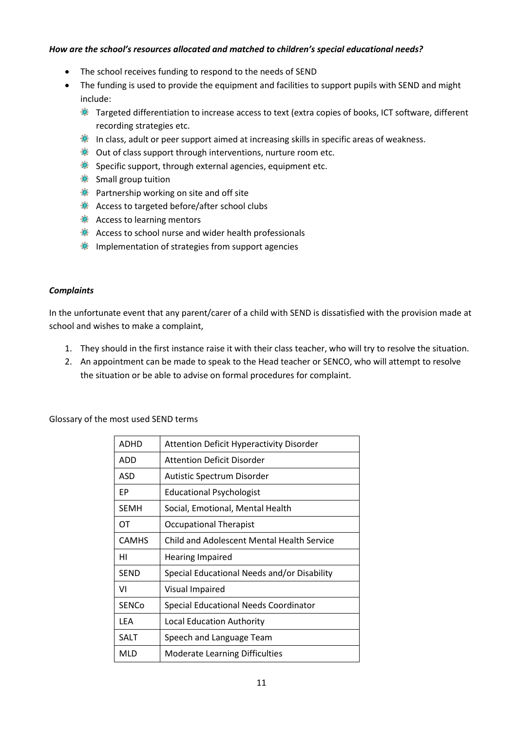***How are the school's resources allocated and matched to children's special educational needs?***

- The school receives funding to respond to the needs of SEND
- The funding is used to provide the equipment and facilities to support pupils with SEND and might include:
  - Targeted differentiation to increase access to text (extra copies of books, ICT software, different recording strategies etc.
  - In class, adult or peer support aimed at increasing skills in specific areas of weakness.
  - Out of class support through interventions, nurture room etc.
  - Specific support, through external agencies, equipment etc.
  - Small group tuition
  - Partnership working on site and off site
  - Access to targeted before/after school clubs
  - Access to learning mentors
  - Access to school nurse and wider health professionals
  - Implementation of strategies from support agencies

***Complaints***

In the unfortunate event that any parent/carer of a child with SEND is dissatisfied with the provision made at school and wishes to make a complaint,

1. They should in the first instance raise it with their class teacher, who will try to resolve the situation.
2. An appointment can be made to speak to the Head teacher or SENCO, who will attempt to resolve the situation or be able to advise on formal procedures for complaint.

Glossary of the most used SEND terms

| ADHD | Attention Deficit Hyperactivity Disorder |
|---|---|
| ADD | Attention Deficit Disorder |
| ASD | Autistic Spectrum Disorder |
| EP | Educational Psychologist |
| SEMH | Social, Emotional, Mental Health |
| OT | Occupational Therapist |
| CAMHS | Child and Adolescent Mental Health Service |
| HI | Hearing Impaired |
| SEND | Special Educational Needs and/or Disability |
| VI | Visual Impaired |
| SENCo | Special Educational Needs Coordinator |
| LEA | Local Education Authority |
| SALT | Speech and Language Team |
| MLD | Moderate Learning Difficulties |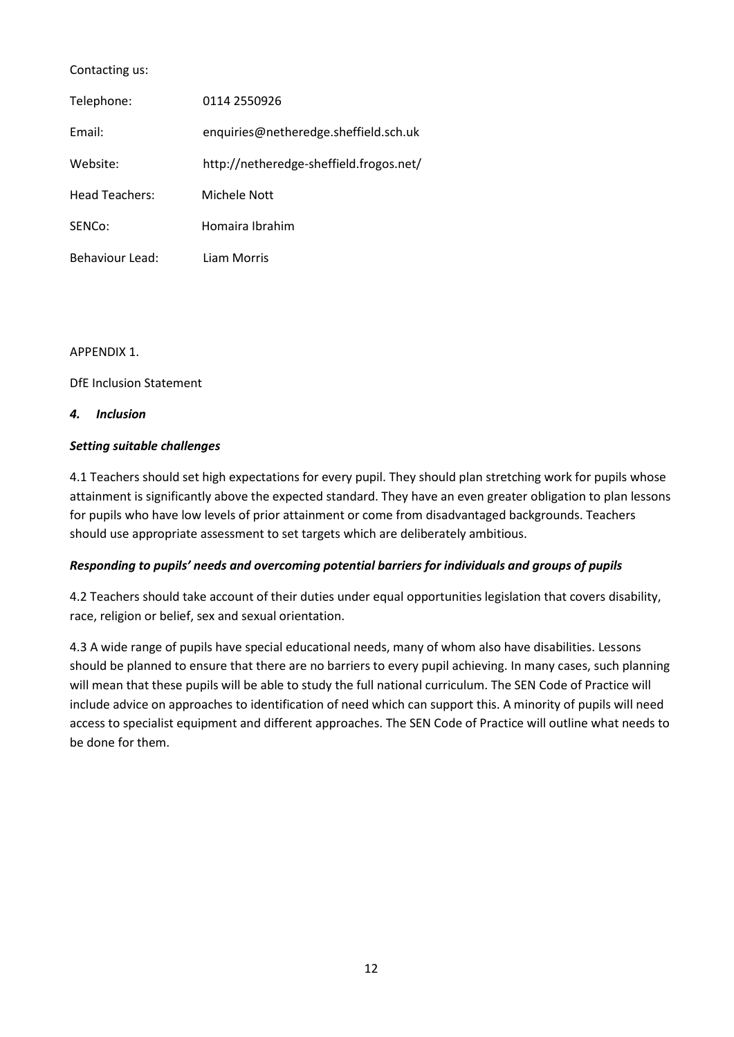Contacting us:

| | |
|---|---|
| Telephone: | 0114 2550926 |
| Email: | enquiries@netheredge.sheffield.sch.uk |
| Website: | http://netheredge-sheffield.frogos.net/ |
| Head Teachers: | Michele Nott |
| SENCo: | Homaira Ibrahim |
| Behaviour Lead: | Liam Morris |

APPENDIX 1.

DfE Inclusion Statement

***4. Inclusion***

***Setting suitable challenges***

4.1 Teachers should set high expectations for every pupil. They should plan stretching work for pupils whose attainment is significantly above the expected standard. They have an even greater obligation to plan lessons for pupils who have low levels of prior attainment or come from disadvantaged backgrounds. Teachers should use appropriate assessment to set targets which are deliberately ambitious.

***Responding to pupils' needs and overcoming potential barriers for individuals and groups of pupils***

4.2 Teachers should take account of their duties under equal opportunities legislation that covers disability, race, religion or belief, sex and sexual orientation.

4.3 A wide range of pupils have special educational needs, many of whom also have disabilities. Lessons should be planned to ensure that there are no barriers to every pupil achieving. In many cases, such planning will mean that these pupils will be able to study the full national curriculum. The SEN Code of Practice will include advice on approaches to identification of need which can support this. A minority of pupils will need access to specialist equipment and different approaches. The SEN Code of Practice will outline what needs to be done for them.